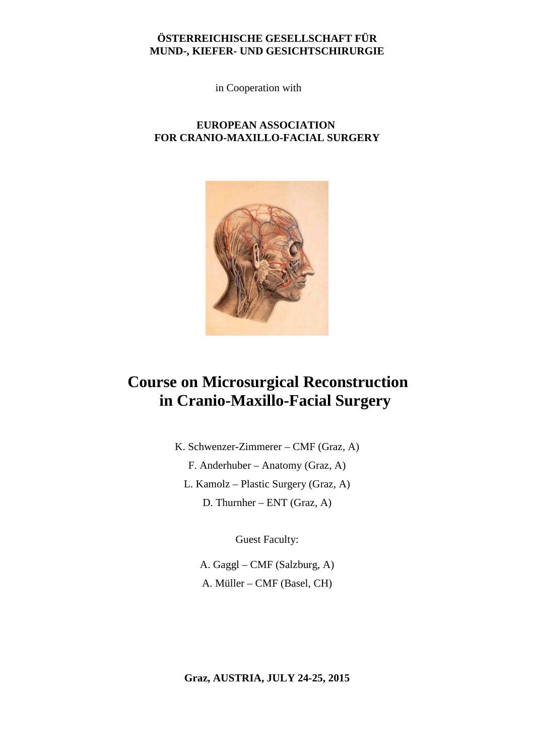**ÖSTERREICHISCHE GESELLSCHAFT FÜR MUND-, KIEFER- UND GESICHTSCHIRURGIE**

in Cooperation with

**EUROPEAN ASSOCIATION FOR CRANIO-MAXILLO-FACIAL SURGERY**

# Course on Microsurgical Reconstruction in Cranio-Maxillo-Facial Surgery

K. Schwenzer-Zimmerer – CMF (Graz, A)

F. Anderhuber – Anatomy (Graz, A)

L. Kamolz – Plastic Surgery (Graz, A)

D. Thurnher – ENT (Graz, A)

Guest Faculty:

A. Gaggl – CMF (Salzburg, A)

A. Müller – CMF (Basel, CH)

**Graz, AUSTRIA, JULY 24-25, 2015**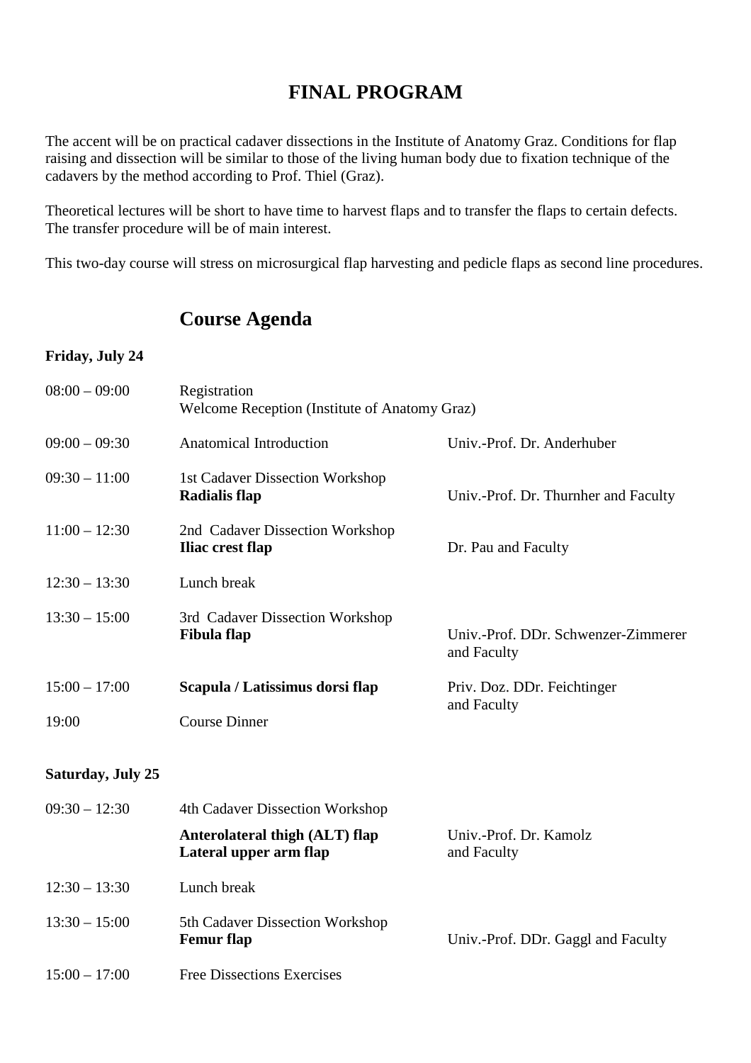# FINAL PROGRAM

The accent will be on practical cadaver dissections in the Institute of Anatomy Graz. Conditions for flap raising and dissection will be similar to those of the living human body due to fixation technique of the cadavers by the method according to Prof. Thiel (Graz).

Theoretical lectures will be short to have time to harvest flaps and to transfer the flaps to certain defects. The transfer procedure will be of main interest.

This two-day course will stress on microsurgical flap harvesting and pedicle flaps as second line procedures.

## Course Agenda

**Friday, July 24**

| Time | Session | Faculty |
|---|---|---|
| 08:00 – 09:00 | Registration<br>Welcome Reception (Institute of Anatomy Graz) | |
| 09:00 – 09:30 | Anatomical Introduction | Univ.-Prof. Dr. Anderhuber |
| 09:30 – 11:00 | 1st Cadaver Dissection Workshop<br>**Radialis flap** | Univ.-Prof. Dr. Thurnher and Faculty |
| 11:00 – 12:30 | 2nd Cadaver Dissection Workshop<br>**Iliac crest flap** | Dr. Pau and Faculty |
| 12:30 – 13:30 | Lunch break | |
| 13:30 – 15:00 | 3rd Cadaver Dissection Workshop<br>**Fibula flap** | Univ.-Prof. DDr. Schwenzer-Zimmerer and Faculty |
| 15:00 – 17:00 | **Scapula / Latissimus dorsi flap** | Priv. Doz. DDr. Feichtinger and Faculty |
| 19:00 | Course Dinner | |

**Saturday, July 25**

| Time | Session | Faculty |
|---|---|---|
| 09:30 – 12:30 | 4th Cadaver Dissection Workshop<br>**Anterolateral thigh (ALT) flap**<br>**Lateral upper arm flap** | Univ.-Prof. Dr. Kamolz and Faculty |
| 12:30 – 13:30 | Lunch break | |
| 13:30 – 15:00 | 5th Cadaver Dissection Workshop<br>**Femur flap** | Univ.-Prof. DDr. Gaggl and Faculty |
| 15:00 – 17:00 | Free Dissections Exercises | |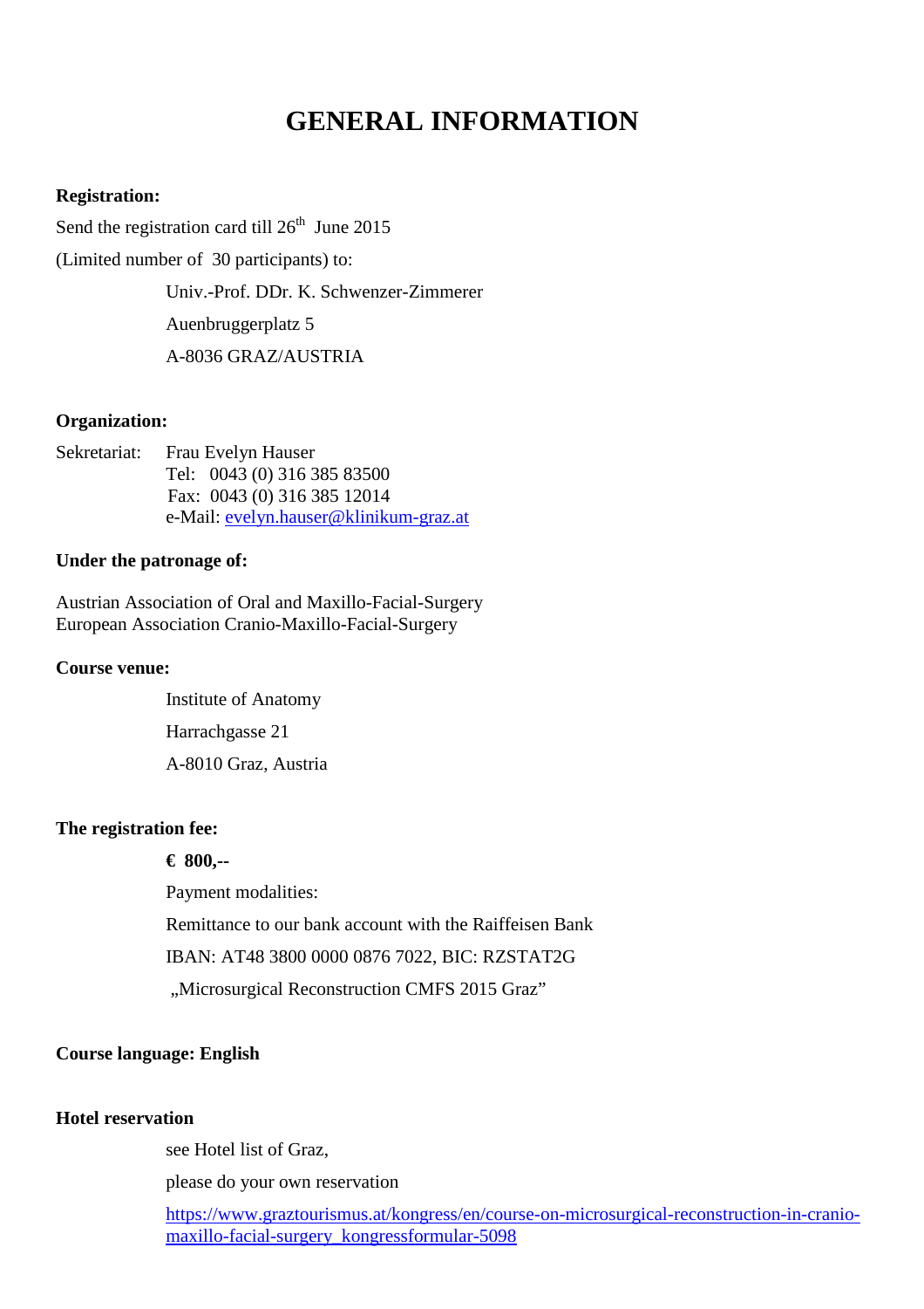# GENERAL INFORMATION

**Registration:**

Send the registration card till 26th June 2015

(Limited number of 30 participants) to:

Univ.-Prof. DDr. K. Schwenzer-Zimmerer

Auenbruggerplatz 5

A-8036 GRAZ/AUSTRIA

**Organization:**

Sekretariat: Frau Evelyn Hauser
Tel: 0043 (0) 316 385 83500
Fax: 0043 (0) 316 385 12014
e-Mail: evelyn.hauser@klinikum-graz.at

**Under the patronage of:**

Austrian Association of Oral and Maxillo-Facial-Surgery
European Association Cranio-Maxillo-Facial-Surgery

**Course venue:**

Institute of Anatomy

Harrachgasse 21

A-8010 Graz, Austria

**The registration fee:**

**€ 800,--**

Payment modalities:

Remittance to our bank account with the Raiffeisen Bank

IBAN: AT48 3800 0000 0876 7022, BIC: RZSTAT2G

„Microsurgical Reconstruction CMFS 2015 Graz"

**Course language: English**

**Hotel reservation**

see Hotel list of Graz,

please do your own reservation

https://www.graztourismus.at/kongress/en/course-on-microsurgical-reconstruction-in-cranio-maxillo-facial-surgery_kongressformular-5098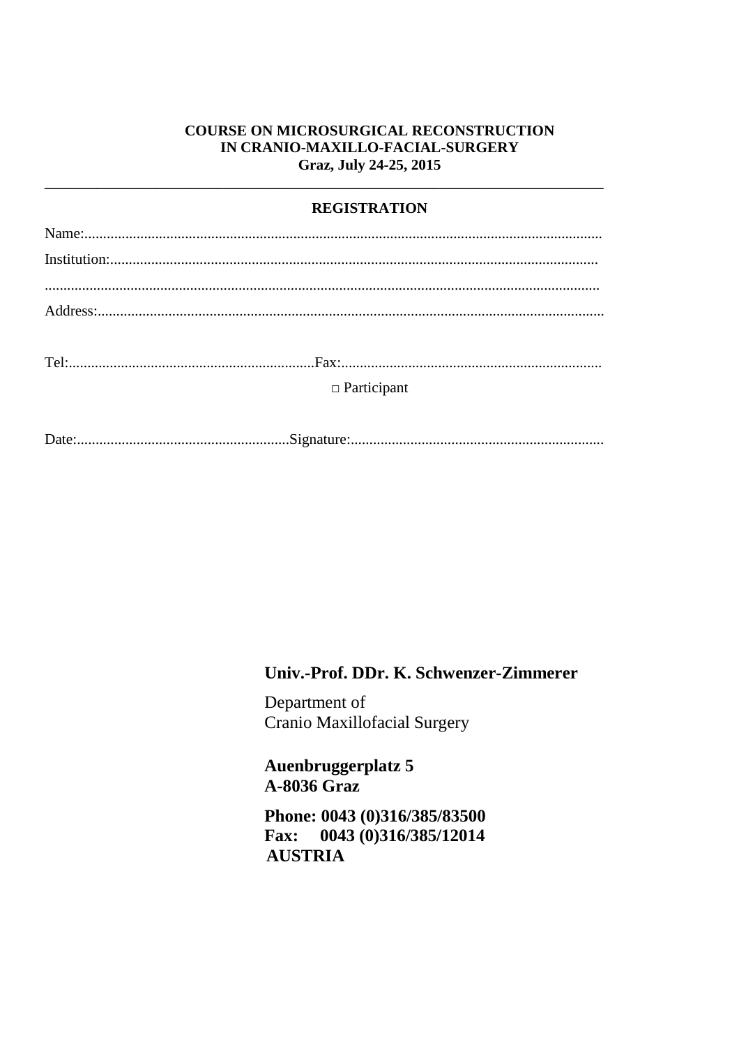**COURSE ON MICROSURGICAL RECONSTRUCTION IN CRANIO-MAXILLO-FACIAL-SURGERY**
**Graz, July 24-25, 2015**

---

## REGISTRATION

Name:...........................................................................................................................................

Institution:....................................................................................................................................

.......................................................................................................................................................

Address:.......................................................................................................................................

Tel:..................................................................Fax:......................................................................

□ Participant

Date:..........................................................Signature:....................................................................

**Univ.-Prof. DDr. K. Schwenzer-Zimmerer**

Department of
Cranio Maxillofacial Surgery

**Auenbruggerplatz 5**
**A-8036 Graz**

**Phone: 0043 (0)316/385/83500**
**Fax: 0043 (0)316/385/12014**
**AUSTRIA**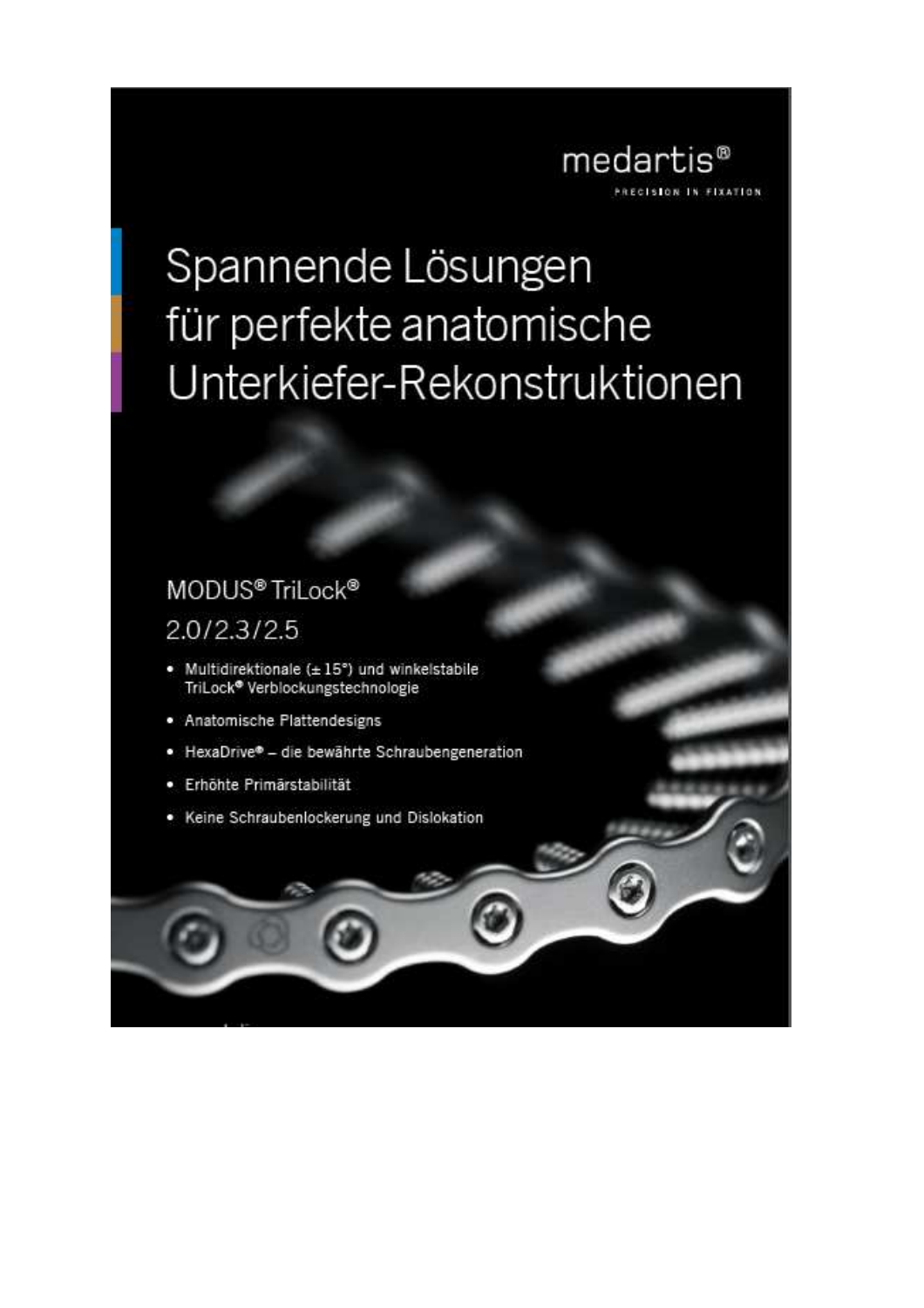medartis®

PRECISION IN FIXATION

# Spannende Lösungen für perfekte anatomische Unterkiefer-Rekonstruktionen

## MODUS® TriLock®

2.0/2.3/2.5

- Multidirektionale (± 15°) und winkelstabile TriLock® Verblockungstechnologie
- Anatomische Plattendesigns
- HexaDrive® – die bewährte Schraubengeneration
- Erhöhte Primärstabilität
- Keine Schraubenlockerung und Dislokation